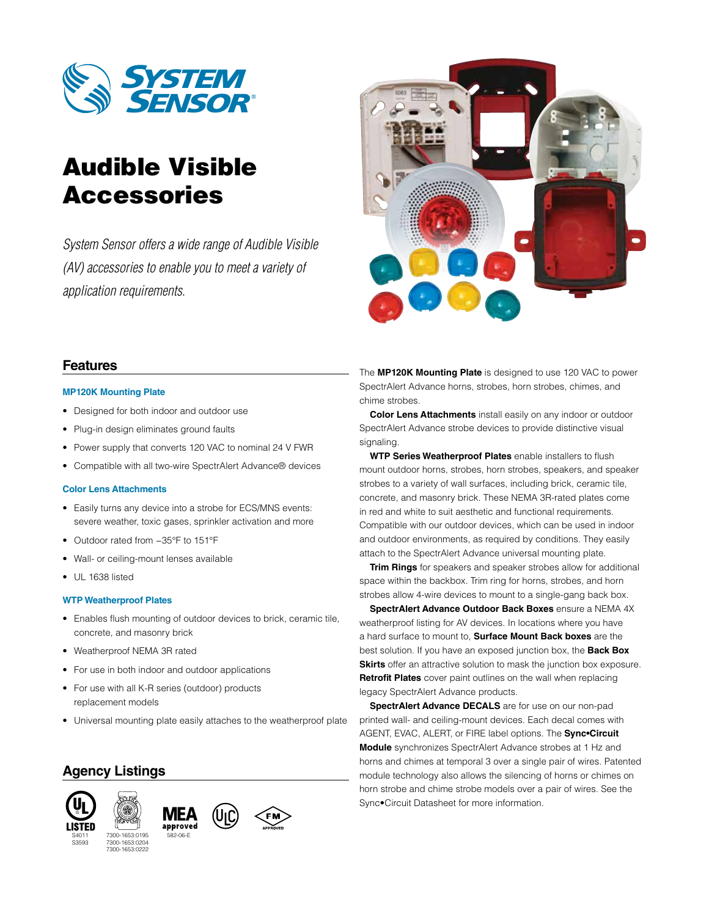SYSTEM SENSOR®

# Audible Visible Accessories

*System Sensor offers a wide range of Audible Visible (AV) accessories to enable you to meet a variety of application requirements.*

## Features

### MP120K Mounting Plate

- Designed for both indoor and outdoor use
- Plug-in design eliminates ground faults
- Power supply that converts 120 VAC to nominal 24 V FWR
- Compatible with all two-wire SpectrAlert Advance® devices

### Color Lens Attachments

- Easily turns any device into a strobe for ECS/MNS events: severe weather, toxic gases, sprinkler activation and more
- Outdoor rated from −35°F to 151°F
- Wall- or ceiling-mount lenses available
- UL 1638 listed

### WTP Weatherproof Plates

- Enables flush mounting of outdoor devices to brick, ceramic tile, concrete, and masonry brick
- Weatherproof NEMA 3R rated
- For use in both indoor and outdoor applications
- For use with all K-R series (outdoor) products replacement models
- Universal mounting plate easily attaches to the weatherproof plate

## Agency Listings

UL LISTED S4011 S3593 · CSFM 7300-1653:0195 7300-1653:0204 7300-1653:0222 · MEA approved 582-06-E · ULC · FM APPROVED

The **MP120K Mounting Plate** is designed to use 120 VAC to power SpectrAlert Advance horns, strobes, horn strobes, chimes, and chime strobes.

**Color Lens Attachments** install easily on any indoor or outdoor SpectrAlert Advance strobe devices to provide distinctive visual signaling.

**WTP Series Weatherproof Plates** enable installers to flush mount outdoor horns, strobes, horn strobes, speakers, and speaker strobes to a variety of wall surfaces, including brick, ceramic tile, concrete, and masonry brick. These NEMA 3R-rated plates come in red and white to suit aesthetic and functional requirements. Compatible with our outdoor devices, which can be used in indoor and outdoor environments, as required by conditions. They easily attach to the SpectrAlert Advance universal mounting plate.

**Trim Rings** for speakers and speaker strobes allow for additional space within the backbox. Trim ring for horns, strobes, and horn strobes allow 4-wire devices to mount to a single-gang back box.

**SpectrAlert Advance Outdoor Back Boxes** ensure a NEMA 4X weatherproof listing for AV devices. In locations where you have a hard surface to mount to, **Surface Mount Back boxes** are the best solution. If you have an exposed junction box, the **Back Box Skirts** offer an attractive solution to mask the junction box exposure. **Retrofit Plates** cover paint outlines on the wall when replacing legacy SpectrAlert Advance products.

**SpectrAlert Advance DECALS** are for use on our non-pad printed wall- and ceiling-mount devices. Each decal comes with AGENT, EVAC, ALERT, or FIRE label options. The **Sync•Circuit Module** synchronizes SpectrAlert Advance strobes at 1 Hz and horns and chimes at temporal 3 over a single pair of wires. Patented module technology also allows the silencing of horns or chimes on horn strobe and chime strobe models over a pair of wires. See the Sync•Circuit Datasheet for more information.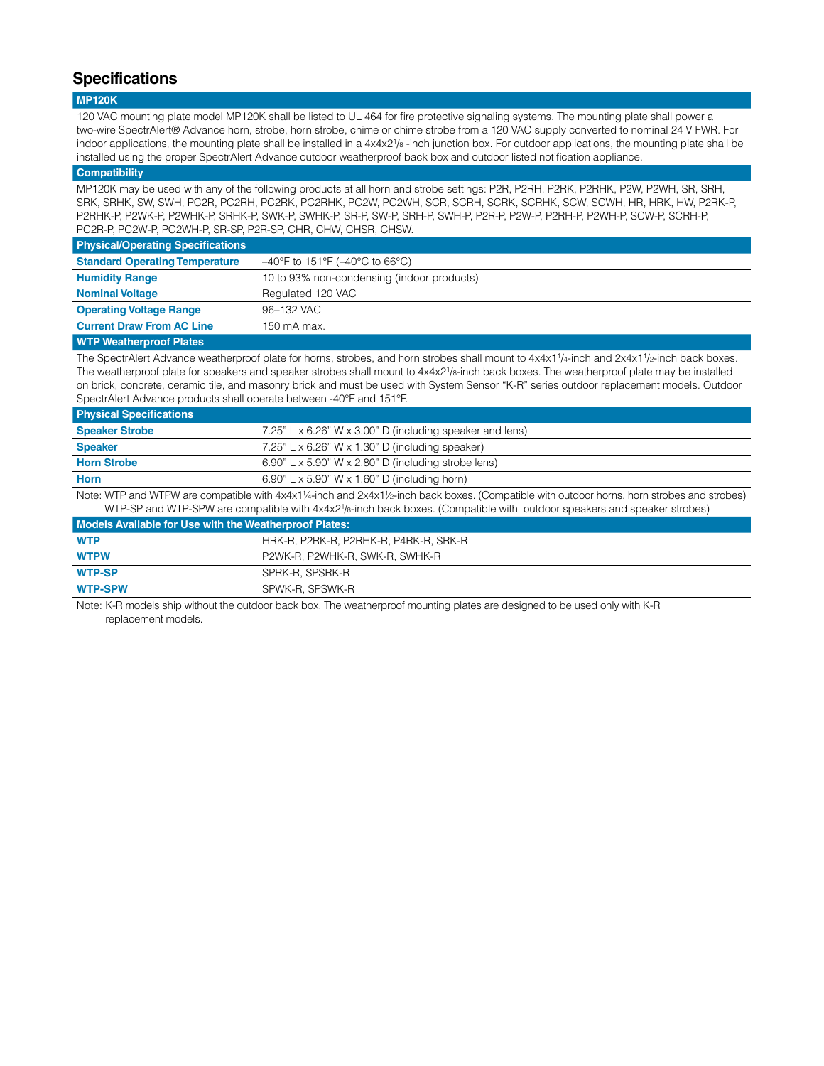# Specifications

## MP120K

120 VAC mounting plate model MP120K shall be listed to UL 464 for fire protective signaling systems. The mounting plate shall power a two-wire SpectrAlert® Advance horn, strobe, horn strobe, chime or chime strobe from a 120 VAC supply converted to nominal 24 V FWR. For indoor applications, the mounting plate shall be installed in a 4x4x2$^{1}/_{8}$ -inch junction box. For outdoor applications, the mounting plate shall be installed using the proper SpectrAlert Advance outdoor weatherproof back box and outdoor listed notification appliance.

## Compatibility

MP120K may be used with any of the following products at all horn and strobe settings: P2R, P2RH, P2RK, P2RHK, P2W, P2WH, SR, SRH, SRK, SRHK, SW, SWH, PC2R, PC2RH, PC2RK, PC2RHK, PC2W, PC2WH, SCR, SCRH, SCRK, SCRHK, SCW, SCWH, HR, HRK, HW, P2RK-P, P2RHK-P, P2WK-P, P2WHK-P, SRHK-P, SWK-P, SWHK-P, SR-P, SW-P, SRH-P, SWH-P, P2R-P, P2W-P, P2RH-P, P2WH-P, SCW-P, SCRH-P, PC2R-P, PC2W-P, PC2WH-P, SR-SP, P2R-SP, CHR, CHW, CHSR, CHSW.

## Physical/Operating Specifications

| | |
|---|---|
| **Standard Operating Temperature** | –40°F to 151°F (–40°C to 66°C) |
| **Humidity Range** | 10 to 93% non-condensing (indoor products) |
| **Nominal Voltage** | Regulated 120 VAC |
| **Operating Voltage Range** | 96–132 VAC |
| **Current Draw From AC Line** | 150 mA max. |

## WTP Weatherproof Plates

The SpectrAlert Advance weatherproof plate for horns, strobes, and horn strobes shall mount to 4x4x1$^{1}/_{4}$-inch and 2x4x1$^{1}/_{2}$-inch back boxes. The weatherproof plate for speakers and speaker strobes shall mount to 4x4x2$^{1}/_{8}$-inch back boxes. The weatherproof plate may be installed on brick, concrete, ceramic tile, and masonry brick and must be used with System Sensor "K-R" series outdoor replacement models. Outdoor SpectrAlert Advance products shall operate between -40°F and 151°F.

## Physical Specifications

| | |
|---|---|
| **Speaker Strobe** | 7.25" L x 6.26" W x 3.00" D (including speaker and lens) |
| **Speaker** | 7.25" L x 6.26" W x 1.30" D (including speaker) |
| **Horn Strobe** | 6.90" L x 5.90" W x 2.80" D (including strobe lens) |
| **Horn** | 6.90" L x 5.90" W x 1.60" D (including horn) |

Note: WTP and WTPW are compatible with 4x4x1¼-inch and 2x4x1½-inch back boxes. (Compatible with outdoor horns, horn strobes and strobes) WTP-SP and WTP-SPW are compatible with 4x4x2$^{1}/_{8}$-inch back boxes. (Compatible with outdoor speakers and speaker strobes)

## Models Available for Use with the Weatherproof Plates:

| | |
|---|---|
| **WTP** | HRK-R, P2RK-R, P2RHK-R, P4RK-R, SRK-R |
| **WTPW** | P2WK-R, P2WHK-R, SWK-R, SWHK-R |
| **WTP-SP** | SPRK-R, SPSRK-R |
| **WTP-SPW** | SPWK-R, SPSWK-R |

Note: K-R models ship without the outdoor back box. The weatherproof mounting plates are designed to be used only with K-R replacement models.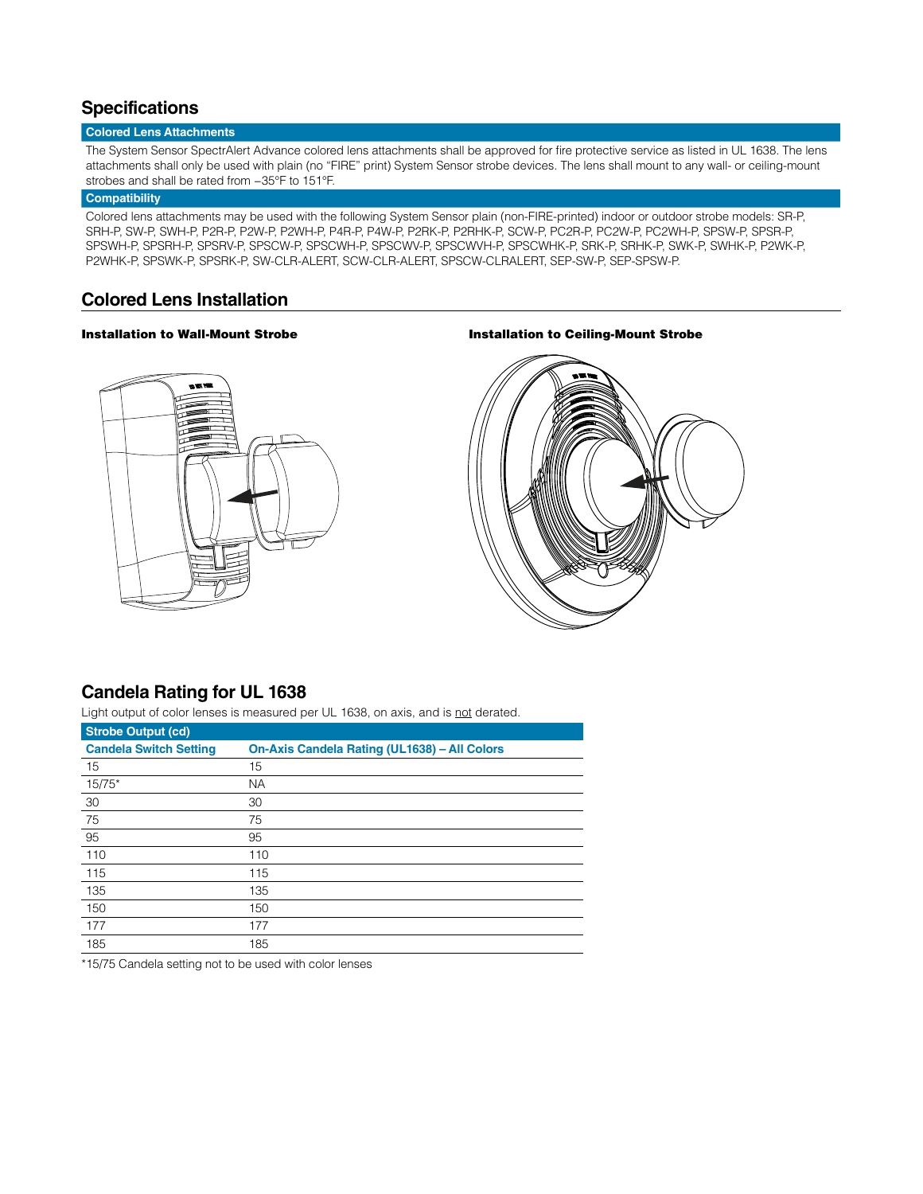## Specifications

### Colored Lens Attachments

The System Sensor SpectrAlert Advance colored lens attachments shall be approved for fire protective service as listed in UL 1638. The lens attachments shall only be used with plain (no "FIRE" print) System Sensor strobe devices. The lens shall mount to any wall- or ceiling-mount strobes and shall be rated from –35°F to 151°F.

### Compatibility

Colored lens attachments may be used with the following System Sensor plain (non-FIRE-printed) indoor or outdoor strobe models: SR-P, SRH-P, SW-P, SWH-P, P2R-P, P2W-P, P2WH-P, P4R-P, P4W-P, P2RK-P, P2RHK-P, SCW-P, PC2R-P, PC2W-P, PC2WH-P, SPSW-P, SPSR-P, SPSWH-P, SPSRH-P, SPSRV-P, SPSCW-P, SPSCWH-P, SPSCWV-P, SPSCWVH-P, SPSCWHK-P, SRK-P, SRHK-P, SWK-P, SWHK-P, P2WK-P, P2WHK-P, SPSWK-P, SPSRK-P, SW-CLR-ALERT, SCW-CLR-ALERT, SPSCW-CLRALERT, SEP-SW-P, SEP-SPSW-P.

## Colored Lens Installation

**Installation to Wall-Mount Strobe**

**Installation to Ceiling-Mount Strobe**

## Candela Rating for UL 1638

Light output of color lenses is measured per UL 1638, on axis, and is not derated.

| Strobe Output (cd) | |
|---|---|
| **Candela Switch Setting** | **On-Axis Candela Rating (UL1638) – All Colors** |
| 15 | 15 |
| 15/75* | NA |
| 30 | 30 |
| 75 | 75 |
| 95 | 95 |
| 110 | 110 |
| 115 | 115 |
| 135 | 135 |
| 150 | 150 |
| 177 | 177 |
| 185 | 185 |

*15/75 Candela setting not to be used with color lenses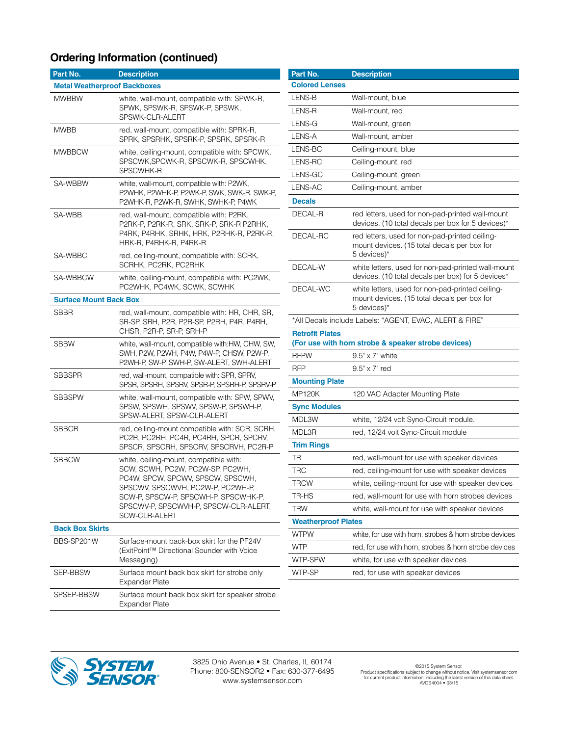## Ordering Information (continued)

| Part No. | Description |
| --- | --- |
| **Metal Weatherproof Backboxes** | |
| MWBBW | white, wall-mount, compatible with: SPWK-R, SPWK, SPSWK-R, SPSWK-P, SPSWK, SPSWK-CLR-ALERT |
| MWBB | red, wall-mount, compatible with: SPRK-R, SPRK, SPSRHK, SPSRK-P, SPSRK, SPSRK-R |
| MWBBCW | white, ceiling-mount, compatible with: SPCWK, SPSCWK,SPCWK-R, SPSCWK-R, SPSCWHK, SPSCWHK-R |
| SA-WBBW | white, wall-mount, compatible with: P2WK, P2WHK, P2WHK-P, P2WK-P, SWK, SWK-R, SWK-P, P2WHK-R, P2WK-R, SWHK, SWHK-P, P4WK |
| SA-WBB | red, wall-mount, compatible with: P2RK, P2RK-P, P2RK-R, SRK, SRK-P, SRK-R P2RHK, P4RK, P4RHK, SRHK, HRK, P2RHK-R, P2RK-R, HRK-R, P4RHK-R, P4RK-R |
| SA-WBBC | red, ceiling-mount, compatible with: SCRK, SCRHK, PC2RK, PC2RHK |
| SA-WBBCW | white, ceiling-mount, compatible with: PC2WK, PC2WHK, PC4WK, SCWK, SCWHK |
| **Surface Mount Back Box** | |
| SBBR | red, wall-mount, compatible with: HR, CHR, SR, SR-SP, SRH, P2R, P2R-SP, P2RH, P4R, P4RH, CHSR, P2R-P, SR-P, SRH-P |
| SBBW | white, wall-mount, compatible with:HW, CHW, SW, SWH, P2W, P2WH, P4W, P4W-P, CHSW, P2W-P, P2WH-P, SW-P, SWH-P, SW-ALERT, SWH-ALERT |
| SBBSPR | red, wall-mount, compatible with: SPR, SPRV, SPSR, SPSRH, SPSRV, SPSR-P, SPSRH-P, SPSRV-P |
| SBBSPW | white, wall-mount, compatible with: SPW, SPWV, SPSW, SPSWH, SPSWV, SPSW-P, SPSWH-P, SPSW-ALERT, SPSW-CLR-ALERT |
| SBBCR | red, ceiling-mount compatible with: SCR, SCRH, PC2R, PC2RH, PC4R, PC4RH, SPCR, SPCRV, SPSCR, SPSCRH, SPSCRV, SPSCRVH, PC2R-P |
| SBBCW | white, ceiling-mount, compatible with: SCW, SCWH, PC2W, PC2W-SP, PC2WH, PC4W, SPCW, SPCWV, SPSCW, SPSCWH, SPSCWV, SPSCWVH, PC2W-P, PC2WH-P, SCW-P, SPSCW-P, SPSCWH-P, SPSCWHK-P, SPSCWV-P, SPSCWVH-P, SPSCW-CLR-ALERT, SCW-CLR-ALERT |
| **Back Box Skirts** | |
| BBS-SP201W | Surface-mount back-box skirt for the PF24V (ExitPoint™ Directional Sounder with Voice Messaging) |
| SEP-BBSW | Surface mount back box skirt for strobe only Expander Plate |
| SPSEP-BBSW | Surface mount back box skirt for speaker strobe Expander Plate |

| Part No. | Description |
| --- | --- |
| **Colored Lenses** | |
| LENS-B | Wall-mount, blue |
| LENS-R | Wall-mount, red |
| LENS-G | Wall-mount, green |
| LENS-A | Wall-mount, amber |
| LENS-BC | Ceiling-mount, blue |
| LENS-RC | Ceiling-mount, red |
| LENS-GC | Ceiling-mount, green |
| LENS-AC | Ceiling-mount, amber |
| **Decals** | |
| DECAL-R | red letters, used for non-pad-printed wall-mount devices. (10 total decals per box for 5 devices)* |
| DECAL-RC | red letters, used for non-pad-printed ceiling-mount devices. (15 total decals per box for 5 devices)* |
| DECAL-W | white letters, used for non-pad-printed wall-mount devices. (10 total decals per box) for 5 devices* |
| DECAL-WC | white letters, used for non-pad-printed ceiling-mount devices. (15 total decals per box for 5 devices)* |
| *All Decals include Labels: "AGENT, EVAC, ALERT & FIRE" | |
| **Retrofit Plates (For use with horn strobe & speaker strobe devices)** | |
| RFPW | 9.5" x 7" white |
| RFP | 9.5" x 7" red |
| **Mounting Plate** | |
| MP120K | 120 VAC Adapter Mounting Plate |
| **Sync Modules** | |
| MDL3W | white, 12/24 volt Sync-Circuit module. |
| MDL3R | red, 12/24 volt Sync-Circuit module |
| **Trim Rings** | |
| TR | red, wall-mount for use with speaker devices |
| TRC | red, ceiling-mount for use with speaker devices |
| TRCW | white, ceiling-mount for use with speaker devices |
| TR-HS | red, wall-mount for use with horn strobes devices |
| TRW | white, wall-mount for use with speaker devices |
| **Weatherproof Plates** | |
| WTPW | white, for use with horn, strobes & horn strobe devices |
| WTP | red, for use with horn, strobes & horn strobe devices |
| WTP-SPW | white, for use with speaker devices |
| WTP-SP | red, for use with speaker devices |

SYSTEM SENSOR®

3825 Ohio Avenue • St. Charles, IL 60174
Phone: 800-SENSOR2 • Fax: 630-377-6495
www.systemsensor.com

©2015 System Sensor.
Product specifications subject to change without notice. Visit systemsensor.com for current product information, including the latest version of this data sheet.
AVDS4004 • 03/15